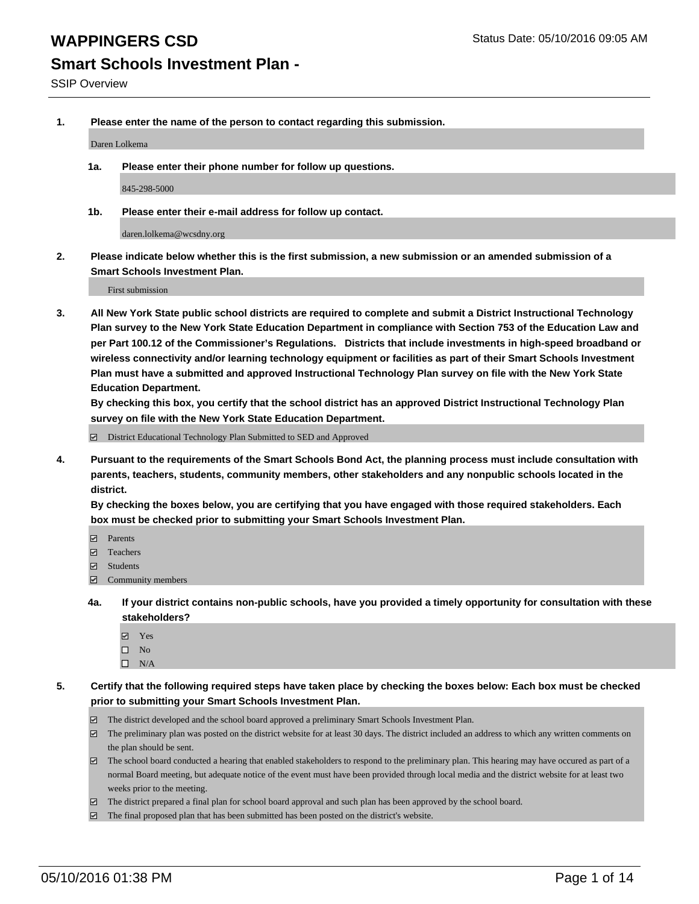# WAPPINGERS CSD

Status Date: 05/10/2016 09:05 AM

## Smart Schools Investment Plan -

SSIP Overview

**1. Please enter the name of the person to contact regarding this submission.**

Daren Lolkema

**1a. Please enter their phone number for follow up questions.**

845-298-5000

**1b. Please enter their e-mail address for follow up contact.**

daren.lolkema@wcsdny.org

**2. Please indicate below whether this is the first submission, a new submission or an amended submission of a Smart Schools Investment Plan.**

First submission

**3. All New York State public school districts are required to complete and submit a District Instructional Technology Plan survey to the New York State Education Department in compliance with Section 753 of the Education Law and per Part 100.12 of the Commissioner's Regulations. Districts that include investments in high-speed broadband or wireless connectivity and/or learning technology equipment or facilities as part of their Smart Schools Investment Plan must have a submitted and approved Instructional Technology Plan survey on file with the New York State Education Department.**
**By checking this box, you certify that the school district has an approved District Instructional Technology Plan survey on file with the New York State Education Department.**

- ☑ District Educational Technology Plan Submitted to SED and Approved

**4. Pursuant to the requirements of the Smart Schools Bond Act, the planning process must include consultation with parents, teachers, students, community members, other stakeholders and any nonpublic schools located in the district.**
**By checking the boxes below, you are certifying that you have engaged with those required stakeholders. Each box must be checked prior to submitting your Smart Schools Investment Plan.**

- ☑ Parents
- ☑ Teachers
- ☑ Students
- ☑ Community members

**4a. If your district contains non-public schools, have you provided a timely opportunity for consultation with these stakeholders?**

- ☑ Yes
- ☐ No
- ☐ N/A

**5. Certify that the following required steps have taken place by checking the boxes below: Each box must be checked prior to submitting your Smart Schools Investment Plan.**

- ☑ The district developed and the school board approved a preliminary Smart Schools Investment Plan.
- ☑ The preliminary plan was posted on the district website for at least 30 days. The district included an address to which any written comments on the plan should be sent.
- ☑ The school board conducted a hearing that enabled stakeholders to respond to the preliminary plan. This hearing may have occured as part of a normal Board meeting, but adequate notice of the event must have been provided through local media and the district website for at least two weeks prior to the meeting.
- ☑ The district prepared a final plan for school board approval and such plan has been approved by the school board.
- ☑ The final proposed plan that has been submitted has been posted on the district's website.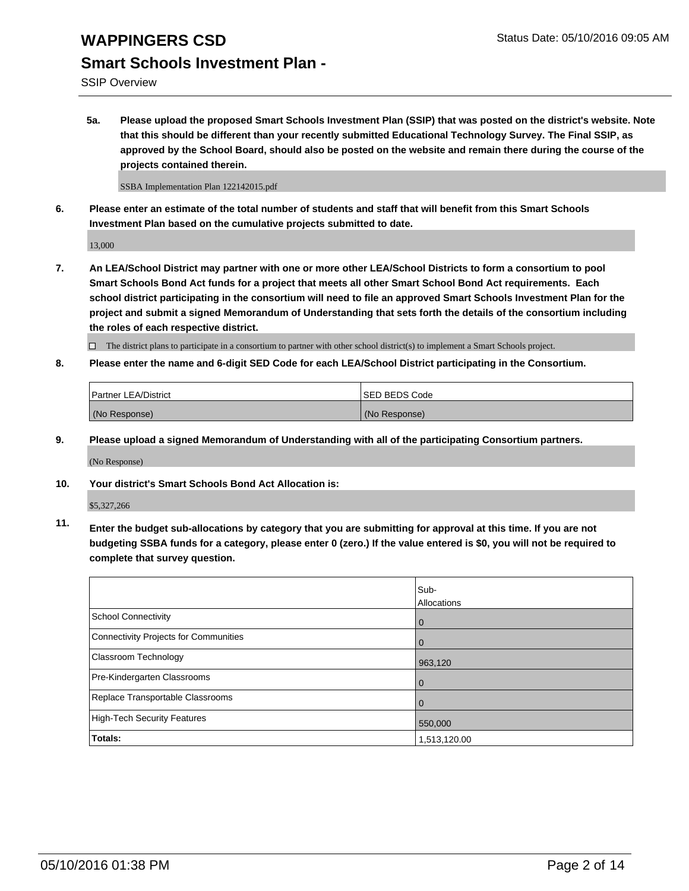**5a. Please upload the proposed Smart Schools Investment Plan (SSIP) that was posted on the district's website. Note that this should be different than your recently submitted Educational Technology Survey. The Final SSIP, as approved by the School Board, should also be posted on the website and remain there during the course of the projects contained therein.**

SSBA Implementation Plan 122142015.pdf

**6. Please enter an estimate of the total number of students and staff that will benefit from this Smart Schools Investment Plan based on the cumulative projects submitted to date.**

13,000

**7. An LEA/School District may partner with one or more other LEA/School Districts to form a consortium to pool Smart Schools Bond Act funds for a project that meets all other Smart School Bond Act requirements. Each school district participating in the consortium will need to file an approved Smart Schools Investment Plan for the project and submit a signed Memorandum of Understanding that sets forth the details of the consortium including the roles of each respective district.**

☐ The district plans to participate in a consortium to partner with other school district(s) to implement a Smart Schools project.

**8. Please enter the name and 6-digit SED Code for each LEA/School District participating in the Consortium.**

| Partner LEA/District | SED BEDS Code |
|---|---|
| (No Response) | (No Response) |

**9. Please upload a signed Memorandum of Understanding with all of the participating Consortium partners.**

(No Response)

**10. Your district's Smart Schools Bond Act Allocation is:**

$5,327,266

**11. Enter the budget sub-allocations by category that you are submitting for approval at this time. If you are not budgeting SSBA funds for a category, please enter 0 (zero.) If the value entered is $0, you will not be required to complete that survey question.**

| | Sub-Allocations |
|---|---|
| School Connectivity | 0 |
| Connectivity Projects for Communities | 0 |
| Classroom Technology | 963,120 |
| Pre-Kindergarten Classrooms | 0 |
| Replace Transportable Classrooms | 0 |
| High-Tech Security Features | 550,000 |
| **Totals:** | 1,513,120.00 |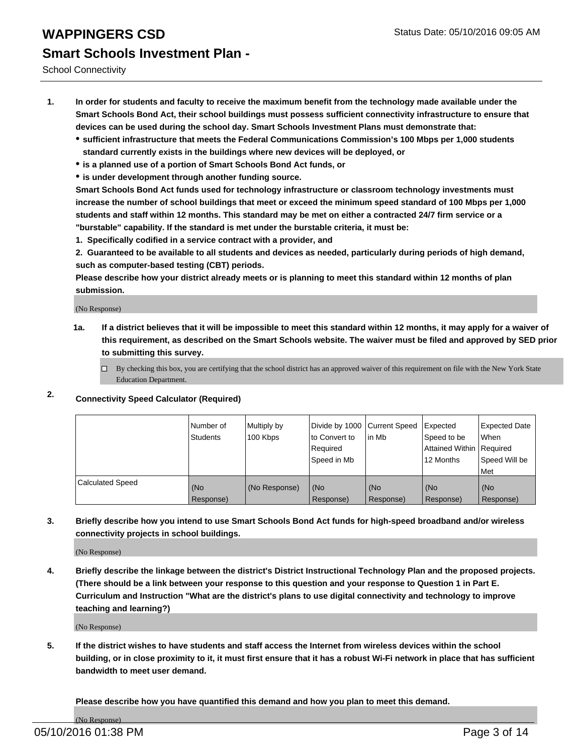# WAPPINGERS CSD

## Smart Schools Investment Plan -

School Connectivity

1. **In order for students and faculty to receive the maximum benefit from the technology made available under the Smart Schools Bond Act, their school buildings must possess sufficient connectivity infrastructure to ensure that devices can be used during the school day. Smart Schools Investment Plans must demonstrate that:**
   - **sufficient infrastructure that meets the Federal Communications Commission's 100 Mbps per 1,000 students standard currently exists in the buildings where new devices will be deployed, or**
   - **is a planned use of a portion of Smart Schools Bond Act funds, or**
   - **is under development through another funding source.**

   **Smart Schools Bond Act funds used for technology infrastructure or classroom technology investments must increase the number of school buildings that meet or exceed the minimum speed standard of 100 Mbps per 1,000 students and staff within 12 months. This standard may be met on either a contracted 24/7 firm service or a "burstable" capability. If the standard is met under the burstable criteria, it must be:**

   **1. Specifically codified in a service contract with a provider, and**

   **2. Guaranteed to be available to all students and devices as needed, particularly during periods of high demand, such as computer-based testing (CBT) periods.**

   **Please describe how your district already meets or is planning to meet this standard within 12 months of plan submission.**

   (No Response)

   **1a. If a district believes that it will be impossible to meet this standard within 12 months, it may apply for a waiver of this requirement, as described on the Smart Schools website. The waiver must be filed and approved by SED prior to submitting this survey.**

   ☐ By checking this box, you are certifying that the school district has an approved waiver of this requirement on file with the New York State Education Department.

2. **Connectivity Speed Calculator (Required)**

| | Number of Students | Multiply by 100 Kbps | Divide by 1000 to Convert to Required Speed in Mb | Current Speed in Mb | Expected Speed to be Attained Within 12 Months | Expected Date When Required Speed Will be Met |
|---|---|---|---|---|---|---|
| Calculated Speed | (No Response) | (No Response) | (No Response) | (No Response) | (No Response) | (No Response) |

3. **Briefly describe how you intend to use Smart Schools Bond Act funds for high-speed broadband and/or wireless connectivity projects in school buildings.**

   (No Response)

4. **Briefly describe the linkage between the district's District Instructional Technology Plan and the proposed projects. (There should be a link between your response to this question and your response to Question 1 in Part E. Curriculum and Instruction "What are the district's plans to use digital connectivity and technology to improve teaching and learning?)**

   (No Response)

5. **If the district wishes to have students and staff access the Internet from wireless devices within the school building, or in close proximity to it, it must first ensure that it has a robust Wi-Fi network in place that has sufficient bandwidth to meet user demand.**

   **Please describe how you have quantified this demand and how you plan to meet this demand.**

   (No Response)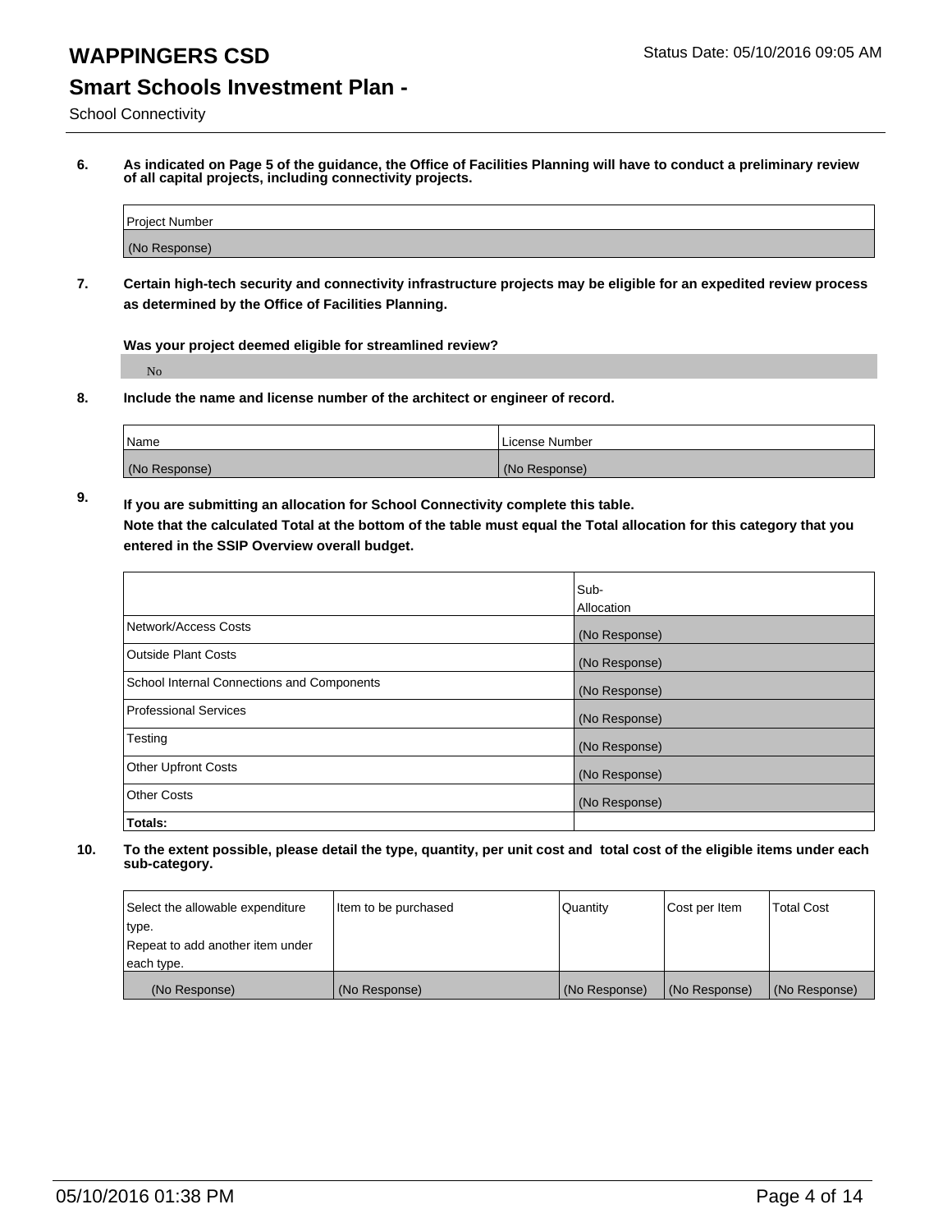# WAPPINGERS CSD

Status Date: 05/10/2016 09:05 AM

## Smart Schools Investment Plan -

School Connectivity

**6. As indicated on Page 5 of the guidance, the Office of Facilities Planning will have to conduct a preliminary review of all capital projects, including connectivity projects.**

| Project Number |
|---|
| (No Response) |

**7. Certain high-tech security and connectivity infrastructure projects may be eligible for an expedited review process as determined by the Office of Facilities Planning.**

**Was your project deemed eligible for streamlined review?**

No

**8. Include the name and license number of the architect or engineer of record.**

| Name | License Number |
|---|---|
| (No Response) | (No Response) |

**9. If you are submitting an allocation for School Connectivity complete this table. Note that the calculated Total at the bottom of the table must equal the Total allocation for this category that you entered in the SSIP Overview overall budget.**

| | Sub-Allocation |
|---|---|
| Network/Access Costs | (No Response) |
| Outside Plant Costs | (No Response) |
| School Internal Connections and Components | (No Response) |
| Professional Services | (No Response) |
| Testing | (No Response) |
| Other Upfront Costs | (No Response) |
| Other Costs | (No Response) |
| **Totals:** | |

**10. To the extent possible, please detail the type, quantity, per unit cost and total cost of the eligible items under each sub-category.**

| Select the allowable expenditure type. Repeat to add another item under each type. | Item to be purchased | Quantity | Cost per Item | Total Cost |
|---|---|---|---|---|
| (No Response) | (No Response) | (No Response) | (No Response) | (No Response) |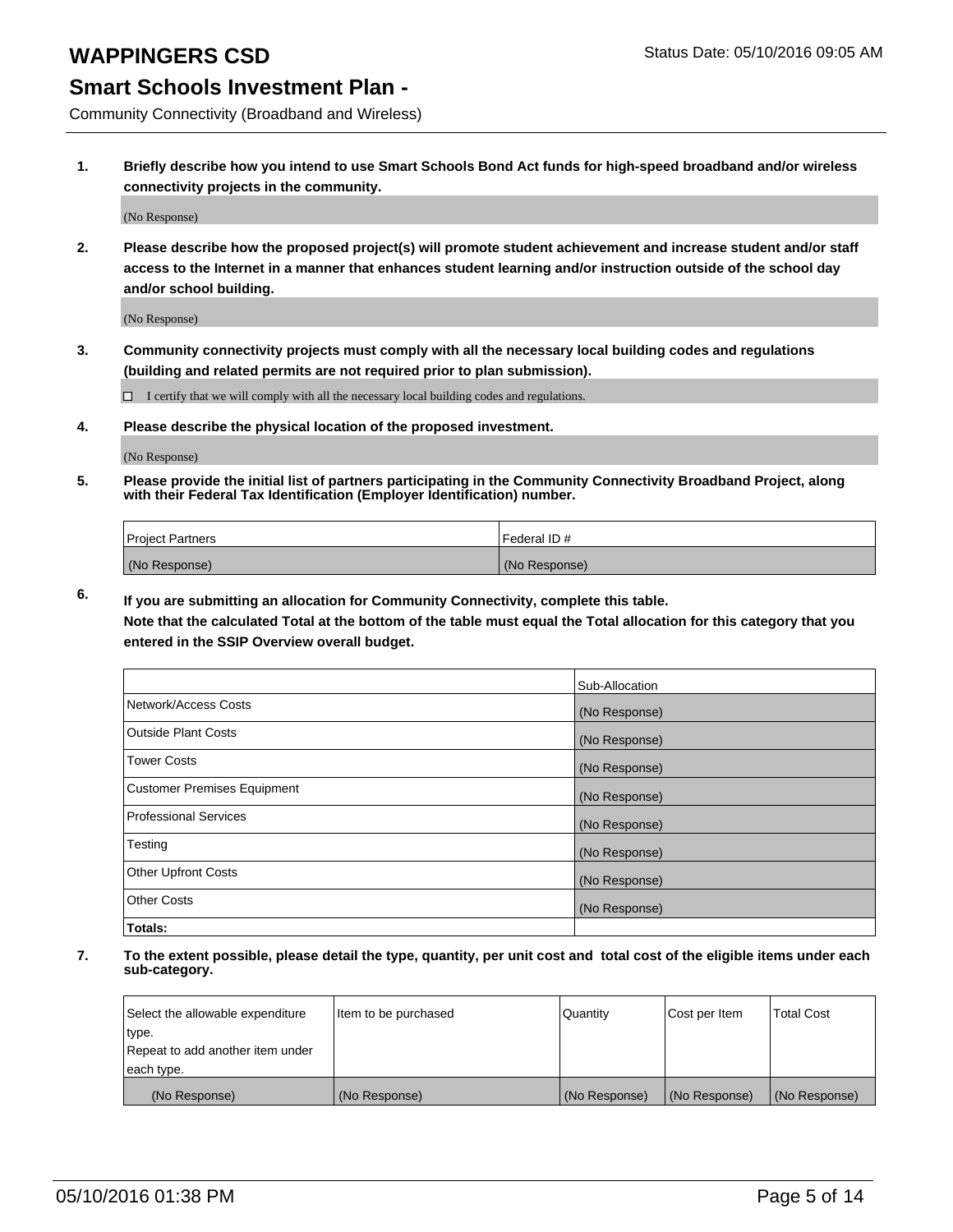# WAPPINGERS CSD

Status Date: 05/10/2016 09:05 AM

## Smart Schools Investment Plan -

Community Connectivity (Broadband and Wireless)

**1. Briefly describe how you intend to use Smart Schools Bond Act funds for high-speed broadband and/or wireless connectivity projects in the community.**

(No Response)

**2. Please describe how the proposed project(s) will promote student achievement and increase student and/or staff access to the Internet in a manner that enhances student learning and/or instruction outside of the school day and/or school building.**

(No Response)

**3. Community connectivity projects must comply with all the necessary local building codes and regulations (building and related permits are not required prior to plan submission).**

☐ I certify that we will comply with all the necessary local building codes and regulations.

**4. Please describe the physical location of the proposed investment.**

(No Response)

**5. Please provide the initial list of partners participating in the Community Connectivity Broadband Project, along with their Federal Tax Identification (Employer Identification) number.**

| Project Partners | Federal ID # |
|---|---|
| (No Response) | (No Response) |

**6. If you are submitting an allocation for Community Connectivity, complete this table. Note that the calculated Total at the bottom of the table must equal the Total allocation for this category that you entered in the SSIP Overview overall budget.**

| | Sub-Allocation |
|---|---|
| Network/Access Costs | (No Response) |
| Outside Plant Costs | (No Response) |
| Tower Costs | (No Response) |
| Customer Premises Equipment | (No Response) |
| Professional Services | (No Response) |
| Testing | (No Response) |
| Other Upfront Costs | (No Response) |
| Other Costs | (No Response) |
| **Totals:** | |

**7. To the extent possible, please detail the type, quantity, per unit cost and total cost of the eligible items under each sub-category.**

| Select the allowable expenditure type. Repeat to add another item under each type. | Item to be purchased | Quantity | Cost per Item | Total Cost |
|---|---|---|---|---|
| (No Response) | (No Response) | (No Response) | (No Response) | (No Response) |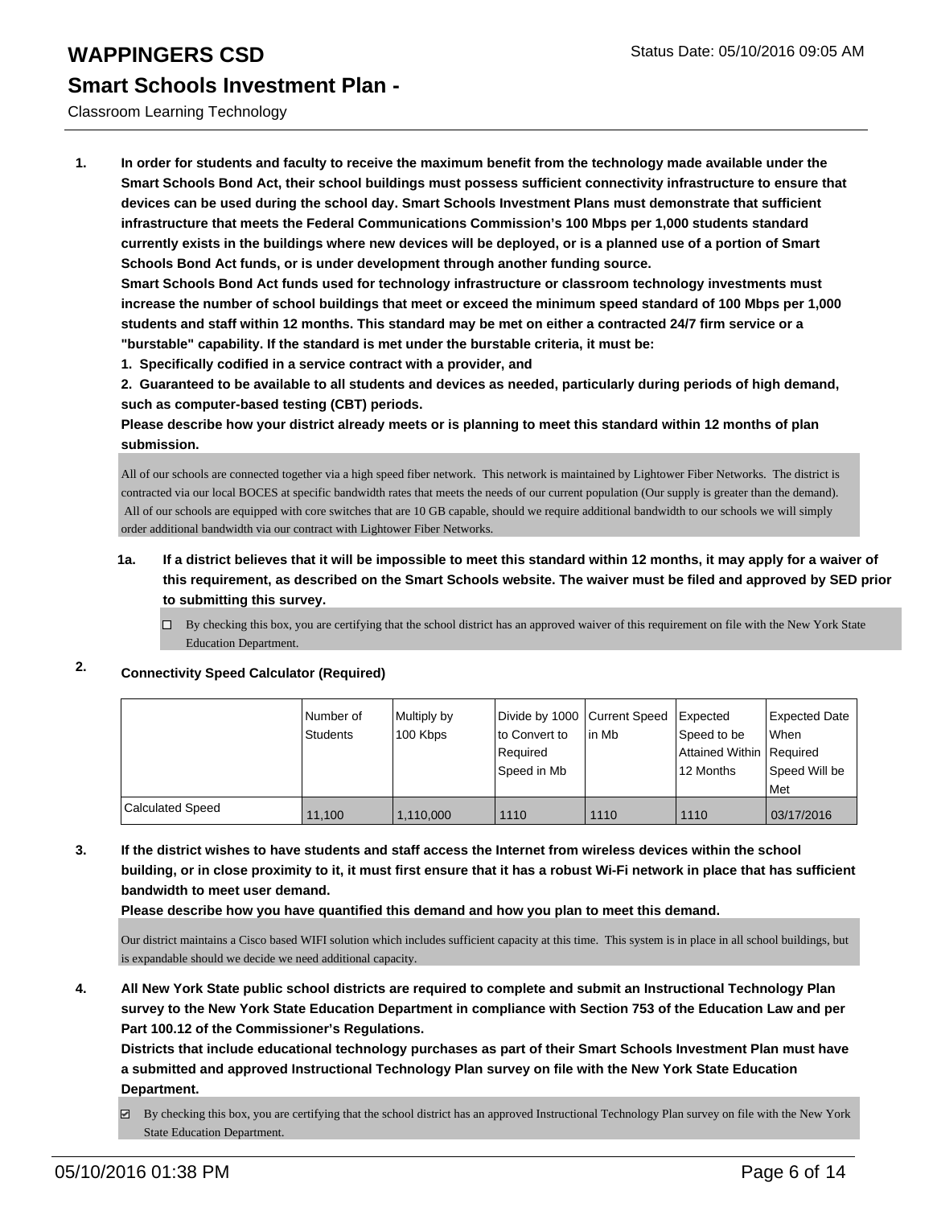# WAPPINGERS CSD

## Smart Schools Investment Plan -

Classroom Learning Technology

1. **In order for students and faculty to receive the maximum benefit from the technology made available under the Smart Schools Bond Act, their school buildings must possess sufficient connectivity infrastructure to ensure that devices can be used during the school day. Smart Schools Investment Plans must demonstrate that sufficient infrastructure that meets the Federal Communications Commission's 100 Mbps per 1,000 students standard currently exists in the buildings where new devices will be deployed, or is a planned use of a portion of Smart Schools Bond Act funds, or is under development through another funding source.**
   **Smart Schools Bond Act funds used for technology infrastructure or classroom technology investments must increase the number of school buildings that meet or exceed the minimum speed standard of 100 Mbps per 1,000 students and staff within 12 months. This standard may be met on either a contracted 24/7 firm service or a "burstable" capability. If the standard is met under the burstable criteria, it must be:**
   **1. Specifically codified in a service contract with a provider, and**
   **2. Guaranteed to be available to all students and devices as needed, particularly during periods of high demand, such as computer-based testing (CBT) periods.**
   **Please describe how your district already meets or is planning to meet this standard within 12 months of plan submission.**

   All of our schools are connected together via a high speed fiber network. This network is maintained by Lightower Fiber Networks. The district is contracted via our local BOCES at specific bandwidth rates that meets the needs of our current population (Our supply is greater than the demand). All of our schools are equipped with core switches that are 10 GB capable, should we require additional bandwidth to our schools we will simply order additional bandwidth via our contract with Lightower Fiber Networks.

   **1a. If a district believes that it will be impossible to meet this standard within 12 months, it may apply for a waiver of this requirement, as described on the Smart Schools website. The waiver must be filed and approved by SED prior to submitting this survey.**

   ☐ By checking this box, you are certifying that the school district has an approved waiver of this requirement on file with the New York State Education Department.

2. **Connectivity Speed Calculator (Required)**

| | Number of Students | Multiply by 100 Kbps | Divide by 1000 to Convert to Required Speed in Mb | Current Speed in Mb | Expected Speed to be Attained Within 12 Months | Expected Date When Required Speed Will be Met |
|---|---|---|---|---|---|---|
| Calculated Speed | 11,100 | 1,110,000 | 1110 | 1110 | 1110 | 03/17/2016 |

3. **If the district wishes to have students and staff access the Internet from wireless devices within the school building, or in close proximity to it, it must first ensure that it has a robust Wi-Fi network in place that has sufficient bandwidth to meet user demand.**
   **Please describe how you have quantified this demand and how you plan to meet this demand.**

   Our district maintains a Cisco based WIFI solution which includes sufficient capacity at this time. This system is in place in all school buildings, but is expandable should we decide we need additional capacity.

4. **All New York State public school districts are required to complete and submit an Instructional Technology Plan survey to the New York State Education Department in compliance with Section 753 of the Education Law and per Part 100.12 of the Commissioner's Regulations.**
   **Districts that include educational technology purchases as part of their Smart Schools Investment Plan must have a submitted and approved Instructional Technology Plan survey on file with the New York State Education Department.**

   ☑ By checking this box, you are certifying that the school district has an approved Instructional Technology Plan survey on file with the New York State Education Department.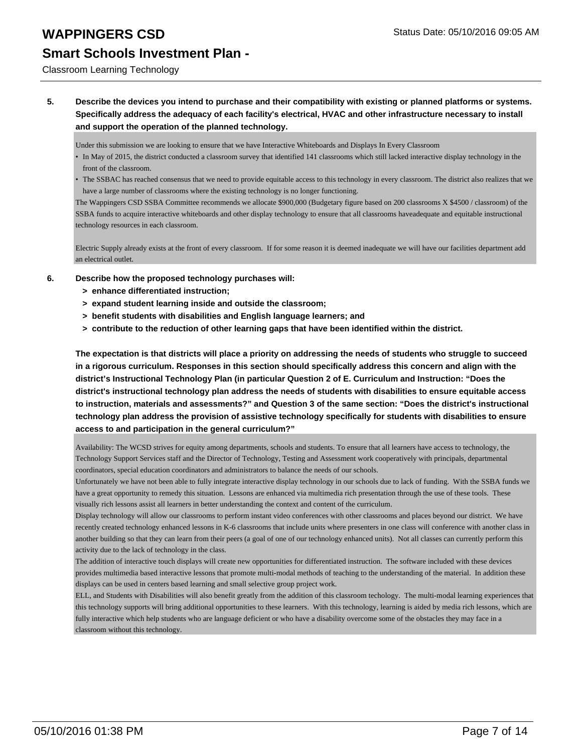**5. Describe the devices you intend to purchase and their compatibility with existing or planned platforms or systems. Specifically address the adequacy of each facility's electrical, HVAC and other infrastructure necessary to install and support the operation of the planned technology.**

Under this submission we are looking to ensure that we have Interactive Whiteboards and Displays In Every Classroom

- In May of 2015, the district conducted a classroom survey that identified 141 classrooms which still lacked interactive display technology in the front of the classroom.
- The SSBAC has reached consensus that we need to provide equitable access to this technology in every classroom. The district also realizes that we have a large number of classrooms where the existing technology is no longer functioning.

The Wappingers CSD SSBA Committee recommends we allocate $900,000 (Budgetary figure based on 200 classrooms X $4500 / classroom) of the SSBA funds to acquire interactive whiteboards and other display technology to ensure that all classrooms haveadequate and equitable instructional technology resources in each classroom.

Electric Supply already exists at the front of every classroom. If for some reason it is deemed inadequate we will have our facilities department add an electrical outlet.

**6. Describe how the proposed technology purchases will:**

- **> enhance differentiated instruction;**
- **> expand student learning inside and outside the classroom;**
- **> benefit students with disabilities and English language learners; and**
- **> contribute to the reduction of other learning gaps that have been identified within the district.**

**The expectation is that districts will place a priority on addressing the needs of students who struggle to succeed in a rigorous curriculum. Responses in this section should specifically address this concern and align with the district's Instructional Technology Plan (in particular Question 2 of E. Curriculum and Instruction: "Does the district's instructional technology plan address the needs of students with disabilities to ensure equitable access to instruction, materials and assessments?" and Question 3 of the same section: "Does the district's instructional technology plan address the provision of assistive technology specifically for students with disabilities to ensure access to and participation in the general curriculum?"**

Availability: The WCSD strives for equity among departments, schools and students. To ensure that all learners have access to technology, the Technology Support Services staff and the Director of Technology, Testing and Assessment work cooperatively with principals, departmental coordinators, special education coordinators and administrators to balance the needs of our schools.

Unfortunately we have not been able to fully integrate interactive display technology in our schools due to lack of funding. With the SSBA funds we have a great opportunity to remedy this situation. Lessons are enhanced via multimedia rich presentation through the use of these tools. These visually rich lessons assist all learners in better understanding the context and content of the curriculum.

Display technology will allow our classrooms to perform instant video conferences with other classrooms and places beyond our district. We have recently created technology enhanced lessons in K-6 classrooms that include units where presenters in one class will conference with another class in another building so that they can learn from their peers (a goal of one of our technology enhanced units). Not all classes can currently perform this activity due to the lack of technology in the class.

The addition of interactive touch displays will create new opportunities for differentiated instruction. The software included with these devices provides multimedia based interactive lessons that promote multi-modal methods of teaching to the understanding of the material. In addition these displays can be used in centers based learning and small selective group project work.

ELL, and Students with Disabilities will also benefit greatly from the addition of this classroom techology. The multi-modal learning experiences that this technology supports will bring additional opportunities to these learners. With this technology, learning is aided by media rich lessons, which are fully interactive which help students who are language deficient or who have a disability overcome some of the obstacles they may face in a classroom without this technology.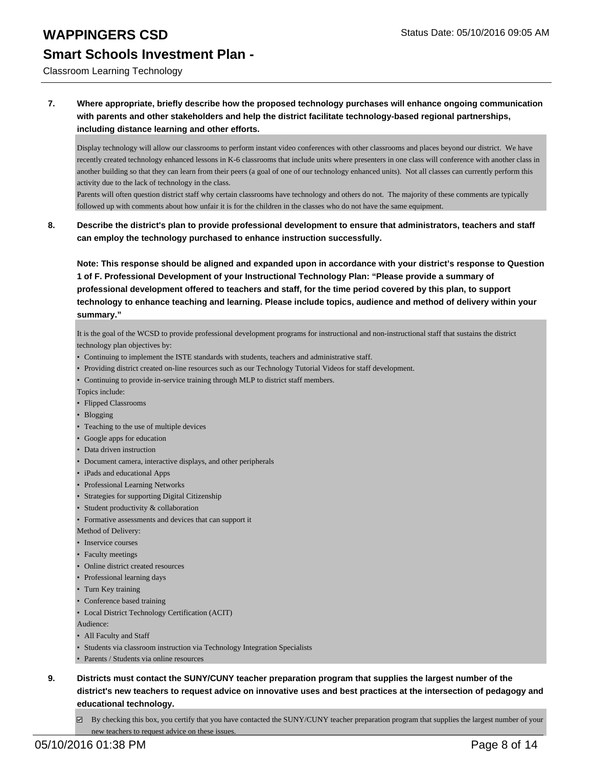**7. Where appropriate, briefly describe how the proposed technology purchases will enhance ongoing communication with parents and other stakeholders and help the district facilitate technology-based regional partnerships, including distance learning and other efforts.**

Display technology will allow our classrooms to perform instant video conferences with other classrooms and places beyond our district. We have recently created technology enhanced lessons in K-6 classrooms that include units where presenters in one class will conference with another class in another building so that they can learn from their peers (a goal of one of our technology enhanced units). Not all classes can currently perform this activity due to the lack of technology in the class.
Parents will often question district staff why certain classrooms have technology and others do not. The majority of these comments are typically followed up with comments about how unfair it is for the children in the classes who do not have the same equipment.

**8. Describe the district's plan to provide professional development to ensure that administrators, teachers and staff can employ the technology purchased to enhance instruction successfully.**

**Note: This response should be aligned and expanded upon in accordance with your district's response to Question 1 of F. Professional Development of your Instructional Technology Plan: "Please provide a summary of professional development offered to teachers and staff, for the time period covered by this plan, to support technology to enhance teaching and learning. Please include topics, audience and method of delivery within your summary."**

It is the goal of the WCSD to provide professional development programs for instructional and non-instructional staff that sustains the district technology plan objectives by:

- Continuing to implement the ISTE standards with students, teachers and administrative staff.
- Providing district created on-line resources such as our Technology Tutorial Videos for staff development.
- Continuing to provide in-service training through MLP to district staff members.

Topics include:

- Flipped Classrooms
- Blogging
- Teaching to the use of multiple devices
- Google apps for education
- Data driven instruction
- Document camera, interactive displays, and other peripherals
- iPads and educational Apps
- Professional Learning Networks
- Strategies for supporting Digital Citizenship
- Student productivity & collaboration
- Formative assessments and devices that can support it

Method of Delivery:

- Inservice courses
- Faculty meetings
- Online district created resources
- Professional learning days
- Turn Key training
- Conference based training
- Local District Technology Certification (ACIT)

Audience:

- All Faculty and Staff
- Students via classroom instruction via Technology Integration Specialists
- Parents / Students via online resources

**9. Districts must contact the SUNY/CUNY teacher preparation program that supplies the largest number of the district's new teachers to request advice on innovative uses and best practices at the intersection of pedagogy and educational technology.**

☑ By checking this box, you certify that you have contacted the SUNY/CUNY teacher preparation program that supplies the largest number of your new teachers to request advice on these issues.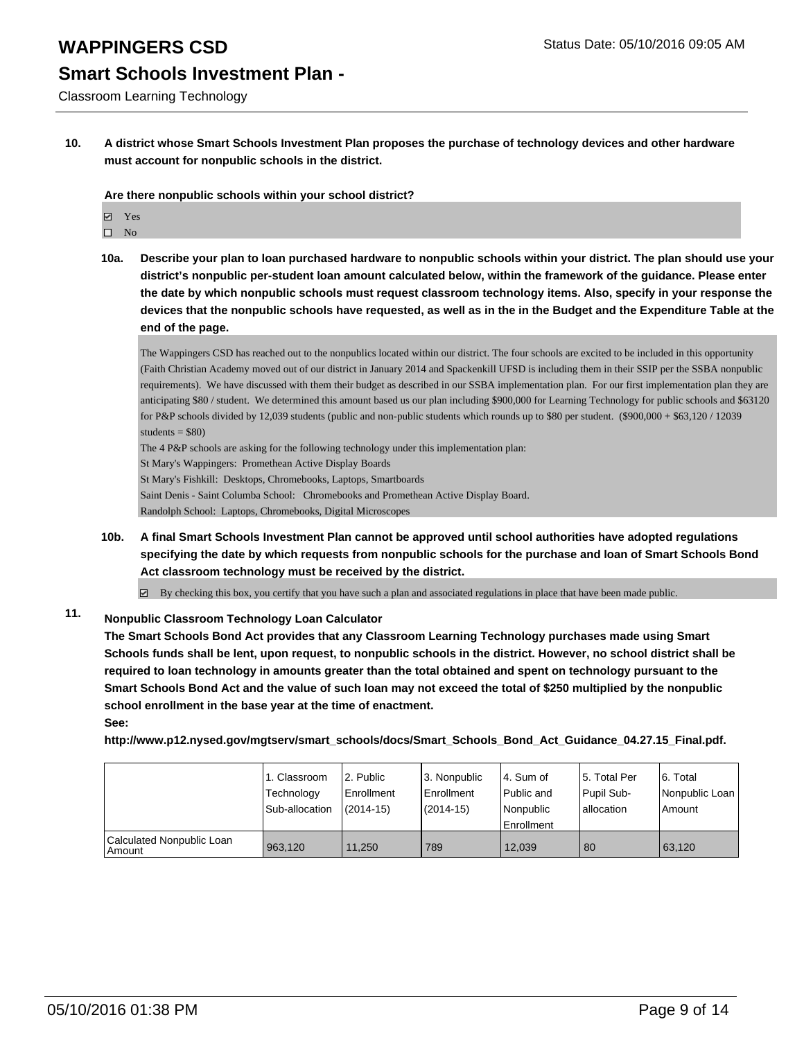**10. A district whose Smart Schools Investment Plan proposes the purchase of technology devices and other hardware must account for nonpublic schools in the district.**

**Are there nonpublic schools within your school district?**

☑ Yes
☐ No

**10a. Describe your plan to loan purchased hardware to nonpublic schools within your district. The plan should use your district's nonpublic per-student loan amount calculated below, within the framework of the guidance. Please enter the date by which nonpublic schools must request classroom technology items. Also, specify in your response the devices that the nonpublic schools have requested, as well as in the in the Budget and the Expenditure Table at the end of the page.**

The Wappingers CSD has reached out to the nonpublics located within our district. The four schools are excited to be included in this opportunity (Faith Christian Academy moved out of our district in January 2014 and Spackenkill UFSD is including them in their SSIP per the SSBA nonpublic requirements). We have discussed with them their budget as described in our SSBA implementation plan. For our first implementation plan they are anticipating $80 / student. We determined this amount based us our plan including $900,000 for Learning Technology for public schools and $63120 for P&P schools divided by 12,039 students (public and non-public students which rounds up to $80 per student. ($900,000 + $63,120 / 12039 students = $80)

The 4 P&P schools are asking for the following technology under this implementation plan:

St Mary's Wappingers: Promethean Active Display Boards

St Mary's Fishkill: Desktops, Chromebooks, Laptops, Smartboards

Saint Denis - Saint Columba School: Chromebooks and Promethean Active Display Board.

Randolph School: Laptops, Chromebooks, Digital Microscopes

**10b. A final Smart Schools Investment Plan cannot be approved until school authorities have adopted regulations specifying the date by which requests from nonpublic schools for the purchase and loan of Smart Schools Bond Act classroom technology must be received by the district.**

☑ By checking this box, you certify that you have such a plan and associated regulations in place that have been made public.

**11. Nonpublic Classroom Technology Loan Calculator**

**The Smart Schools Bond Act provides that any Classroom Learning Technology purchases made using Smart Schools funds shall be lent, upon request, to nonpublic schools in the district. However, no school district shall be required to loan technology in amounts greater than the total obtained and spent on technology pursuant to the Smart Schools Bond Act and the value of such loan may not exceed the total of $250 multiplied by the nonpublic school enrollment in the base year at the time of enactment.**

**See:**

**http://www.p12.nysed.gov/mgtserv/smart_schools/docs/Smart_Schools_Bond_Act_Guidance_04.27.15_Final.pdf.**

| | 1. Classroom Technology Sub-allocation | 2. Public Enrollment (2014-15) | 3. Nonpublic Enrollment (2014-15) | 4. Sum of Public and Nonpublic Enrollment | 5. Total Per Pupil Sub-allocation | 6. Total Nonpublic Loan Amount |
|---|---|---|---|---|---|---|
| Calculated Nonpublic Loan Amount | 963,120 | 11,250 | 789 | 12,039 | 80 | 63,120 |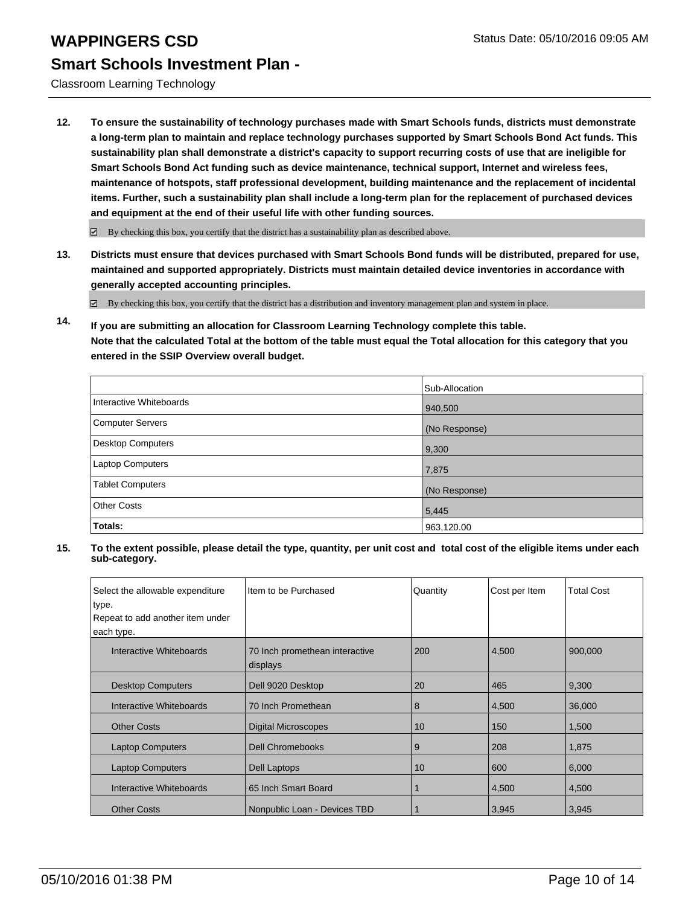# WAPPINGERS CSD

Status Date: 05/10/2016 09:05 AM

## Smart Schools Investment Plan -

Classroom Learning Technology

**12. To ensure the sustainability of technology purchases made with Smart Schools funds, districts must demonstrate a long-term plan to maintain and replace technology purchases supported by Smart Schools Bond Act funds. This sustainability plan shall demonstrate a district's capacity to support recurring costs of use that are ineligible for Smart Schools Bond Act funding such as device maintenance, technical support, Internet and wireless fees, maintenance of hotspots, staff professional development, building maintenance and the replacement of incidental items. Further, such a sustainability plan shall include a long-term plan for the replacement of purchased devices and equipment at the end of their useful life with other funding sources.**

☑ By checking this box, you certify that the district has a sustainability plan as described above.

**13. Districts must ensure that devices purchased with Smart Schools Bond funds will be distributed, prepared for use, maintained and supported appropriately. Districts must maintain detailed device inventories in accordance with generally accepted accounting principles.**

☑ By checking this box, you certify that the district has a distribution and inventory management plan and system in place.

**14. If you are submitting an allocation for Classroom Learning Technology complete this table. Note that the calculated Total at the bottom of the table must equal the Total allocation for this category that you entered in the SSIP Overview overall budget.**

| | Sub-Allocation |
|---|---|
| Interactive Whiteboards | 940,500 |
| Computer Servers | (No Response) |
| Desktop Computers | 9,300 |
| Laptop Computers | 7,875 |
| Tablet Computers | (No Response) |
| Other Costs | 5,445 |
| **Totals:** | 963,120.00 |

**15. To the extent possible, please detail the type, quantity, per unit cost and total cost of the eligible items under each sub-category.**

| Select the allowable expenditure type. Repeat to add another item under each type. | Item to be Purchased | Quantity | Cost per Item | Total Cost |
|---|---|---|---|---|
| Interactive Whiteboards | 70 Inch promethean interactive displays | 200 | 4,500 | 900,000 |
| Desktop Computers | Dell 9020 Desktop | 20 | 465 | 9,300 |
| Interactive Whiteboards | 70 Inch Promethean | 8 | 4,500 | 36,000 |
| Other Costs | Digital Microscopes | 10 | 150 | 1,500 |
| Laptop Computers | Dell Chromebooks | 9 | 208 | 1,875 |
| Laptop Computers | Dell Laptops | 10 | 600 | 6,000 |
| Interactive Whiteboards | 65 Inch Smart Board | 1 | 4,500 | 4,500 |
| Other Costs | Nonpublic Loan - Devices TBD | 1 | 3,945 | 3,945 |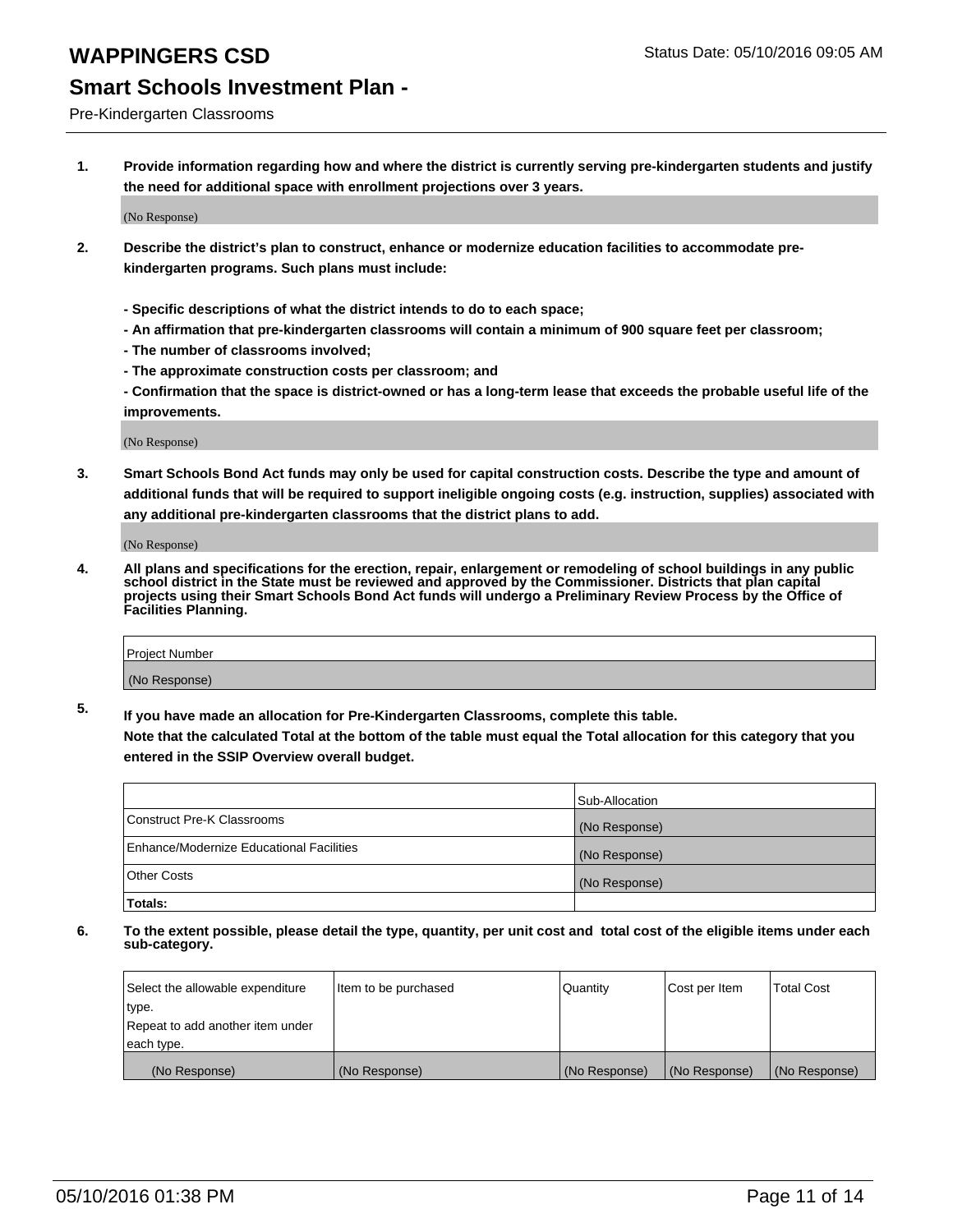# WAPPINGERS CSD

Status Date: 05/10/2016 09:05 AM

## Smart Schools Investment Plan -

Pre-Kindergarten Classrooms

1. **Provide information regarding how and where the district is currently serving pre-kindergarten students and justify the need for additional space with enrollment projections over 3 years.**

   (No Response)

2. **Describe the district's plan to construct, enhance or modernize education facilities to accommodate pre-kindergarten programs. Such plans must include:**

   **- Specific descriptions of what the district intends to do to each space;**
   **- An affirmation that pre-kindergarten classrooms will contain a minimum of 900 square feet per classroom;**
   **- The number of classrooms involved;**
   **- The approximate construction costs per classroom; and**
   **- Confirmation that the space is district-owned or has a long-term lease that exceeds the probable useful life of the improvements.**

   (No Response)

3. **Smart Schools Bond Act funds may only be used for capital construction costs. Describe the type and amount of additional funds that will be required to support ineligible ongoing costs (e.g. instruction, supplies) associated with any additional pre-kindergarten classrooms that the district plans to add.**

   (No Response)

4. **All plans and specifications for the erection, repair, enlargement or remodeling of school buildings in any public school district in the State must be reviewed and approved by the Commissioner. Districts that plan capital projects using their Smart Schools Bond Act funds will undergo a Preliminary Review Process by the Office of Facilities Planning.**

| Project Number |
|---|
| (No Response) |

5. **If you have made an allocation for Pre-Kindergarten Classrooms, complete this table.**
   **Note that the calculated Total at the bottom of the table must equal the Total allocation for this category that you entered in the SSIP Overview overall budget.**

| | Sub-Allocation |
|---|---|
| Construct Pre-K Classrooms | (No Response) |
| Enhance/Modernize Educational Facilities | (No Response) |
| Other Costs | (No Response) |
| **Totals:** | |

6. **To the extent possible, please detail the type, quantity, per unit cost and total cost of the eligible items under each sub-category.**

| Select the allowable expenditure type. Repeat to add another item under each type. | Item to be purchased | Quantity | Cost per Item | Total Cost |
|---|---|---|---|---|
| (No Response) | (No Response) | (No Response) | (No Response) | (No Response) |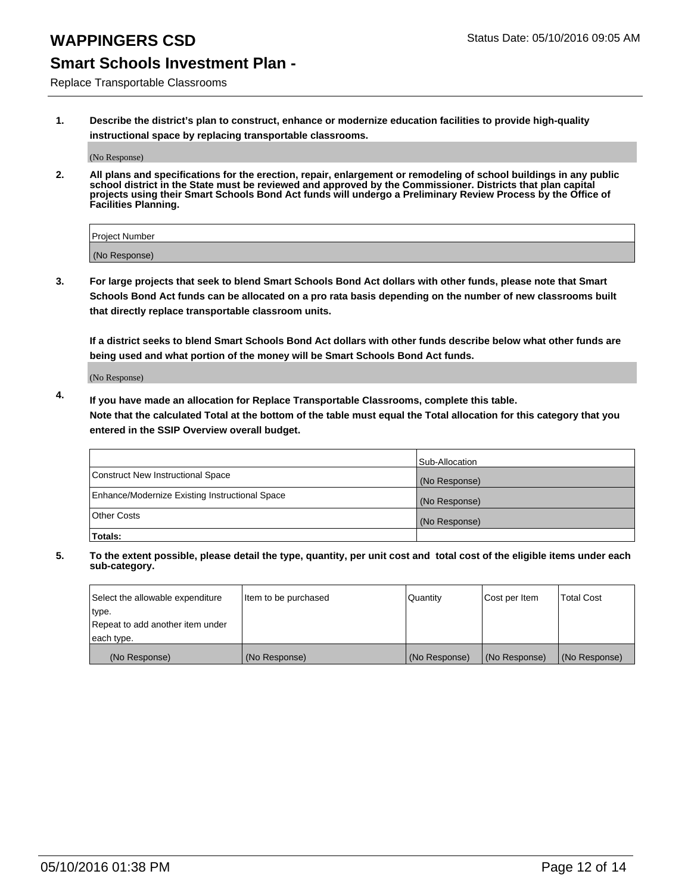# WAPPINGERS CSD

Status Date: 05/10/2016 09:05 AM

## Smart Schools Investment Plan -

Replace Transportable Classrooms

**1. Describe the district's plan to construct, enhance or modernize education facilities to provide high-quality instructional space by replacing transportable classrooms.**

(No Response)

**2. All plans and specifications for the erection, repair, enlargement or remodeling of school buildings in any public school district in the State must be reviewed and approved by the Commissioner. Districts that plan capital projects using their Smart Schools Bond Act funds will undergo a Preliminary Review Process by the Office of Facilities Planning.**

| Project Number |
| --- |
| (No Response) |

**3. For large projects that seek to blend Smart Schools Bond Act dollars with other funds, please note that Smart Schools Bond Act funds can be allocated on a pro rata basis depending on the number of new classrooms built that directly replace transportable classroom units.**

**If a district seeks to blend Smart Schools Bond Act dollars with other funds describe below what other funds are being used and what portion of the money will be Smart Schools Bond Act funds.**

(No Response)

**4. If you have made an allocation for Replace Transportable Classrooms, complete this table. Note that the calculated Total at the bottom of the table must equal the Total allocation for this category that you entered in the SSIP Overview overall budget.**

| | Sub-Allocation |
| --- | --- |
| Construct New Instructional Space | (No Response) |
| Enhance/Modernize Existing Instructional Space | (No Response) |
| Other Costs | (No Response) |
| **Totals:** | |

**5. To the extent possible, please detail the type, quantity, per unit cost and total cost of the eligible items under each sub-category.**

| Select the allowable expenditure type. Repeat to add another item under each type. | Item to be purchased | Quantity | Cost per Item | Total Cost |
| --- | --- | --- | --- | --- |
| (No Response) | (No Response) | (No Response) | (No Response) | (No Response) |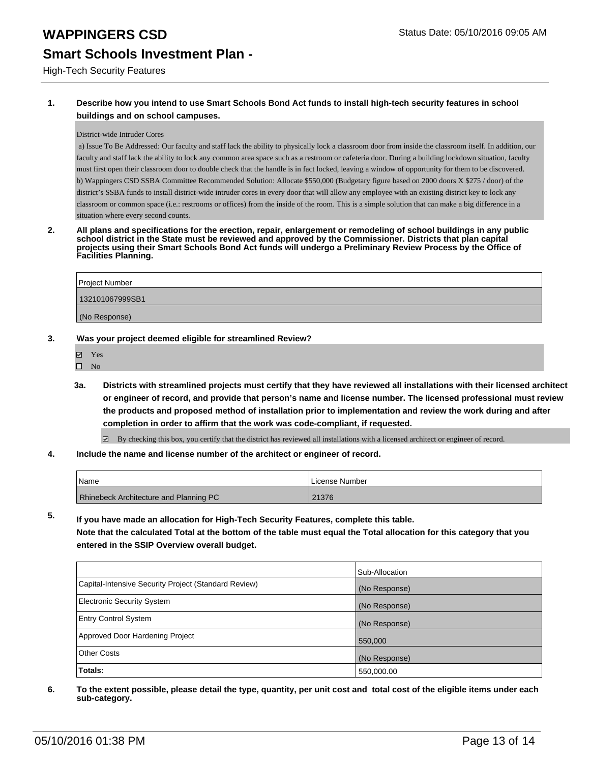# WAPPINGERS CSD

Status Date: 05/10/2016 09:05 AM

## Smart Schools Investment Plan -

High-Tech Security Features

**1. Describe how you intend to use Smart Schools Bond Act funds to install high-tech security features in school buildings and on school campuses.**

District-wide Intruder Cores

a) Issue To Be Addressed: Our faculty and staff lack the ability to physically lock a classroom door from inside the classroom itself. In addition, our faculty and staff lack the ability to lock any common area space such as a restroom or cafeteria door. During a building lockdown situation, faculty must first open their classroom door to double check that the handle is in fact locked, leaving a window of opportunity for them to be discovered.
b) Wappingers CSD SSBA Committee Recommended Solution: Allocate $550,000 (Budgetary figure based on 2000 doors X $275 / door) of the district's SSBA funds to install district-wide intruder cores in every door that will allow any employee with an existing district key to lock any classroom or common space (i.e.: restrooms or offices) from the inside of the room. This is a simple solution that can make a big difference in a situation where every second counts.

**2. All plans and specifications for the erection, repair, enlargement or remodeling of school buildings in any public school district in the State must be reviewed and approved by the Commissioner. Districts that plan capital projects using their Smart Schools Bond Act funds will undergo a Preliminary Review Process by the Office of Facilities Planning.**

| Project Number |
|---|
| 132101067999SB1 |
| (No Response) |

**3. Was your project deemed eligible for streamlined Review?**

- ☑ Yes
- ☐ No

**3a. Districts with streamlined projects must certify that they have reviewed all installations with their licensed architect or engineer of record, and provide that person's name and license number. The licensed professional must review the products and proposed method of installation prior to implementation and review the work during and after completion in order to affirm that the work was code-compliant, if requested.**

- ☑ By checking this box, you certify that the district has reviewed all installations with a licensed architect or engineer of record.

**4. Include the name and license number of the architect or engineer of record.**

| Name | License Number |
|---|---|
| Rhinebeck Architecture and Planning PC | 21376 |

**5. If you have made an allocation for High-Tech Security Features, complete this table. Note that the calculated Total at the bottom of the table must equal the Total allocation for this category that you entered in the SSIP Overview overall budget.**

| | Sub-Allocation |
|---|---|
| Capital-Intensive Security Project (Standard Review) | (No Response) |
| Electronic Security System | (No Response) |
| Entry Control System | (No Response) |
| Approved Door Hardening Project | 550,000 |
| Other Costs | (No Response) |
| **Totals:** | 550,000.00 |

**6. To the extent possible, please detail the type, quantity, per unit cost and total cost of the eligible items under each sub-category.**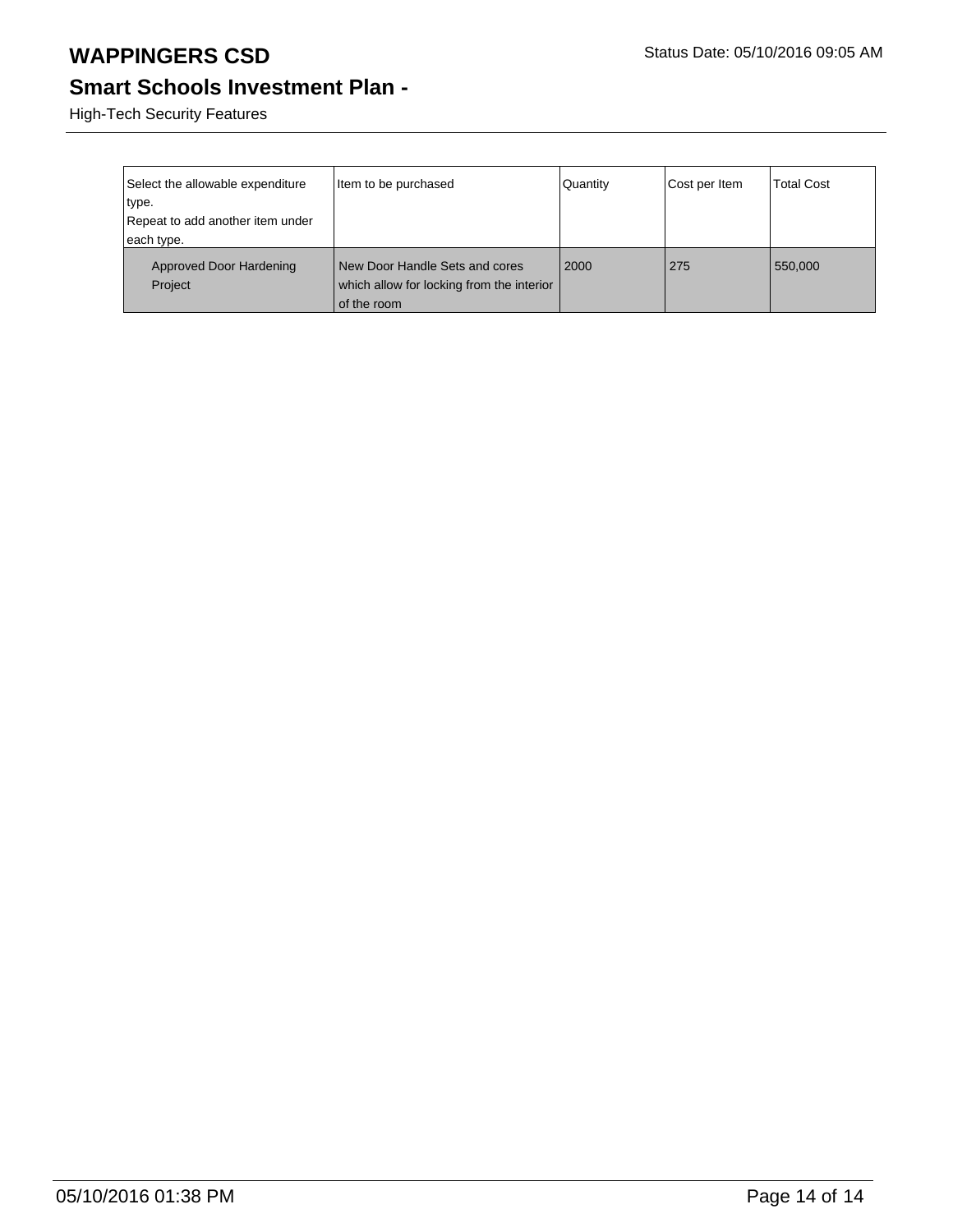# WAPPINGERS CSD

Status Date: 05/10/2016 09:05 AM

## Smart Schools Investment Plan -

High-Tech Security Features

| Select the allowable expenditure type. Repeat to add another item under each type. | Item to be purchased | Quantity | Cost per Item | Total Cost |
|---|---|---|---|---|
| Approved Door Hardening Project | New Door Handle Sets and cores which allow for locking from the interior of the room | 2000 | 275 | 550,000 |